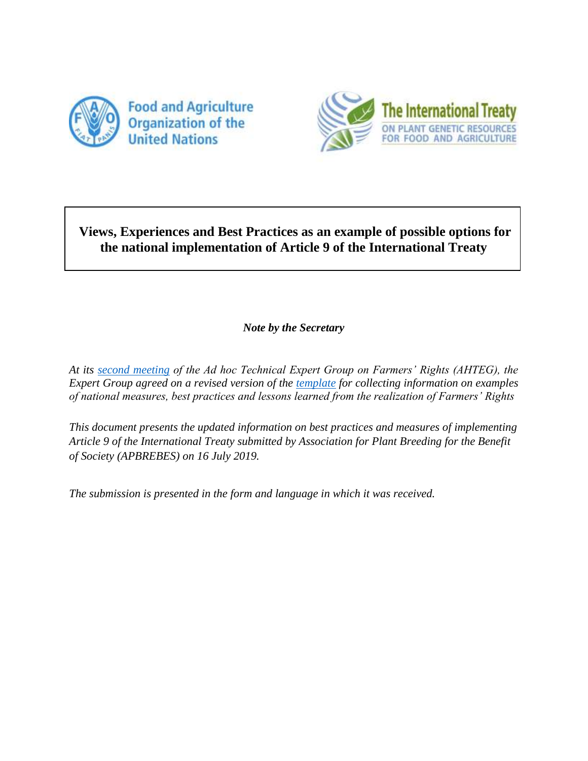Food and Agriculture Organization of the United Nations

The International Treaty ON PLANT GENETIC RESOURCES FOR FOOD AND AGRICULTURE

# Views, Experiences and Best Practices as an example of possible options for the national implementation of Article 9 of the International Treaty

***Note by the Secretary***

*At its [second meeting] of the Ad hoc Technical Expert Group on Farmers' Rights (AHTEG), the Expert Group agreed on a revised version of the [template] for collecting information on examples of national measures, best practices and lessons learned from the realization of Farmers' Rights*

*This document presents the updated information on best practices and measures of implementing Article 9 of the International Treaty submitted by Association for Plant Breeding for the Benefit of Society (APBREBES) on 16 July 2019.*

*The submission is presented in the form and language in which it was received.*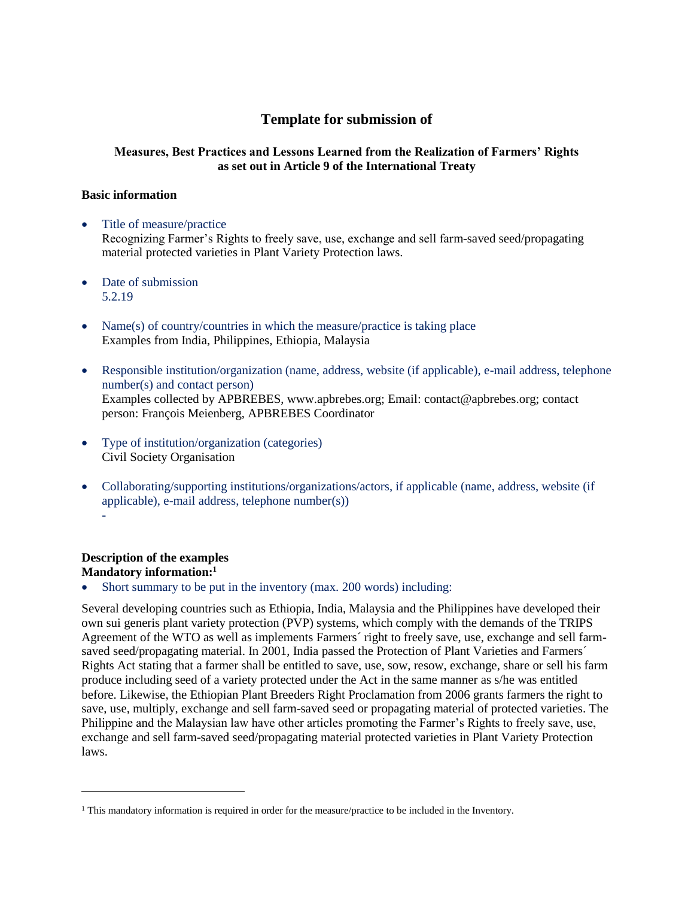# Template for submission of

### Measures, Best Practices and Lessons Learned from the Realization of Farmers' Rights as set out in Article 9 of the International Treaty

**Basic information**

- Title of measure/practice
  Recognizing Farmer's Rights to freely save, use, exchange and sell farm-saved seed/propagating material protected varieties in Plant Variety Protection laws.

- Date of submission
  5.2.19

- Name(s) of country/countries in which the measure/practice is taking place
  Examples from India, Philippines, Ethiopia, Malaysia

- Responsible institution/organization (name, address, website (if applicable), e-mail address, telephone number(s) and contact person)
  Examples collected by APBREBES, www.apbrebes.org; Email: contact@apbrebes.org; contact person: François Meienberg, APBREBES Coordinator

- Type of institution/organization (categories)
  Civil Society Organisation

- Collaborating/supporting institutions/organizations/actors, if applicable (name, address, website (if applicable), e-mail address, telephone number(s))
  -

**Description of the examples**
**Mandatory information:**[1]

- Short summary to be put in the inventory (max. 200 words) including:

Several developing countries such as Ethiopia, India, Malaysia and the Philippines have developed their own sui generis plant variety protection (PVP) systems, which comply with the demands of the TRIPS Agreement of the WTO as well as implements Farmers´ right to freely save, use, exchange and sell farm-saved seed/propagating material. In 2001, India passed the Protection of Plant Varieties and Farmers´ Rights Act stating that a farmer shall be entitled to save, use, sow, resow, exchange, share or sell his farm produce including seed of a variety protected under the Act in the same manner as s/he was entitled before. Likewise, the Ethiopian Plant Breeders Right Proclamation from 2006 grants farmers the right to save, use, multiply, exchange and sell farm-saved seed or propagating material of protected varieties. The Philippine and the Malaysian law have other articles promoting the Farmer's Rights to freely save, use, exchange and sell farm-saved seed/propagating material protected varieties in Plant Variety Protection laws.

---

[1] This mandatory information is required in order for the measure/practice to be included in the Inventory.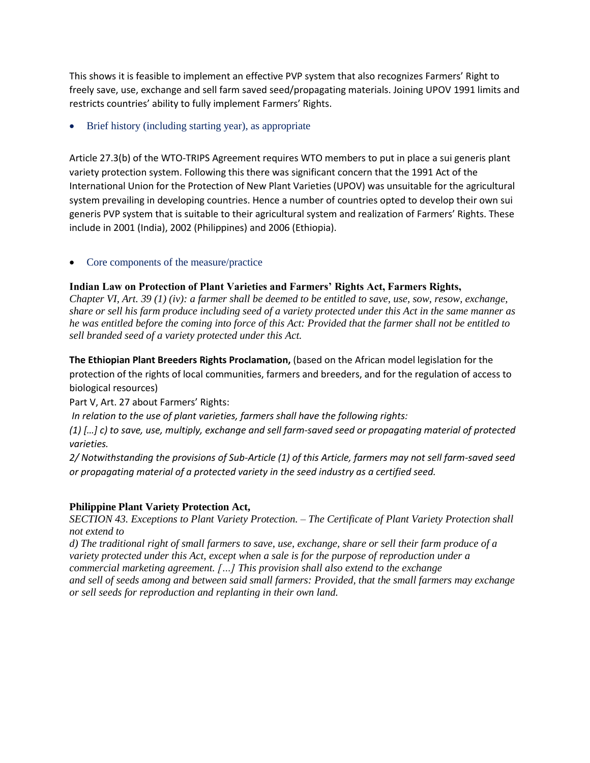This shows it is feasible to implement an effective PVP system that also recognizes Farmers' Right to freely save, use, exchange and sell farm saved seed/propagating materials. Joining UPOV 1991 limits and restricts countries' ability to fully implement Farmers' Rights.

- Brief history (including starting year), as appropriate

Article 27.3(b) of the WTO-TRIPS Agreement requires WTO members to put in place a sui generis plant variety protection system. Following this there was significant concern that the 1991 Act of the International Union for the Protection of New Plant Varieties (UPOV) was unsuitable for the agricultural system prevailing in developing countries. Hence a number of countries opted to develop their own sui generis PVP system that is suitable to their agricultural system and realization of Farmers' Rights. These include in 2001 (India), 2002 (Philippines) and 2006 (Ethiopia).

- Core components of the measure/practice

**Indian Law on Protection of Plant Varieties and Farmers' Rights Act, Farmers Rights,**
*Chapter VI, Art. 39 (1) (iv): a farmer shall be deemed to be entitled to save, use, sow, resow, exchange, share or sell his farm produce including seed of a variety protected under this Act in the same manner as he was entitled before the coming into force of this Act: Provided that the farmer shall not be entitled to sell branded seed of a variety protected under this Act.*

**The Ethiopian Plant Breeders Rights Proclamation,** (based on the African model legislation for the protection of the rights of local communities, farmers and breeders, and for the regulation of access to biological resources)

Part V, Art. 27 about Farmers' Rights:

*In relation to the use of plant varieties, farmers shall have the following rights:*

*(1) […] c) to save, use, multiply, exchange and sell farm-saved seed or propagating material of protected varieties.*

*2/ Notwithstanding the provisions of Sub-Article (1) of this Article, farmers may not sell farm-saved seed or propagating material of a protected variety in the seed industry as a certified seed.*

**Philippine Plant Variety Protection Act,**
*SECTION 43. Exceptions to Plant Variety Protection. – The Certificate of Plant Variety Protection shall not extend to*
*d) The traditional right of small farmers to save, use, exchange, share or sell their farm produce of a variety protected under this Act, except when a sale is for the purpose of reproduction under a commercial marketing agreement. […] This provision shall also extend to the exchange and sell of seeds among and between said small farmers: Provided, that the small farmers may exchange or sell seeds for reproduction and replanting in their own land.*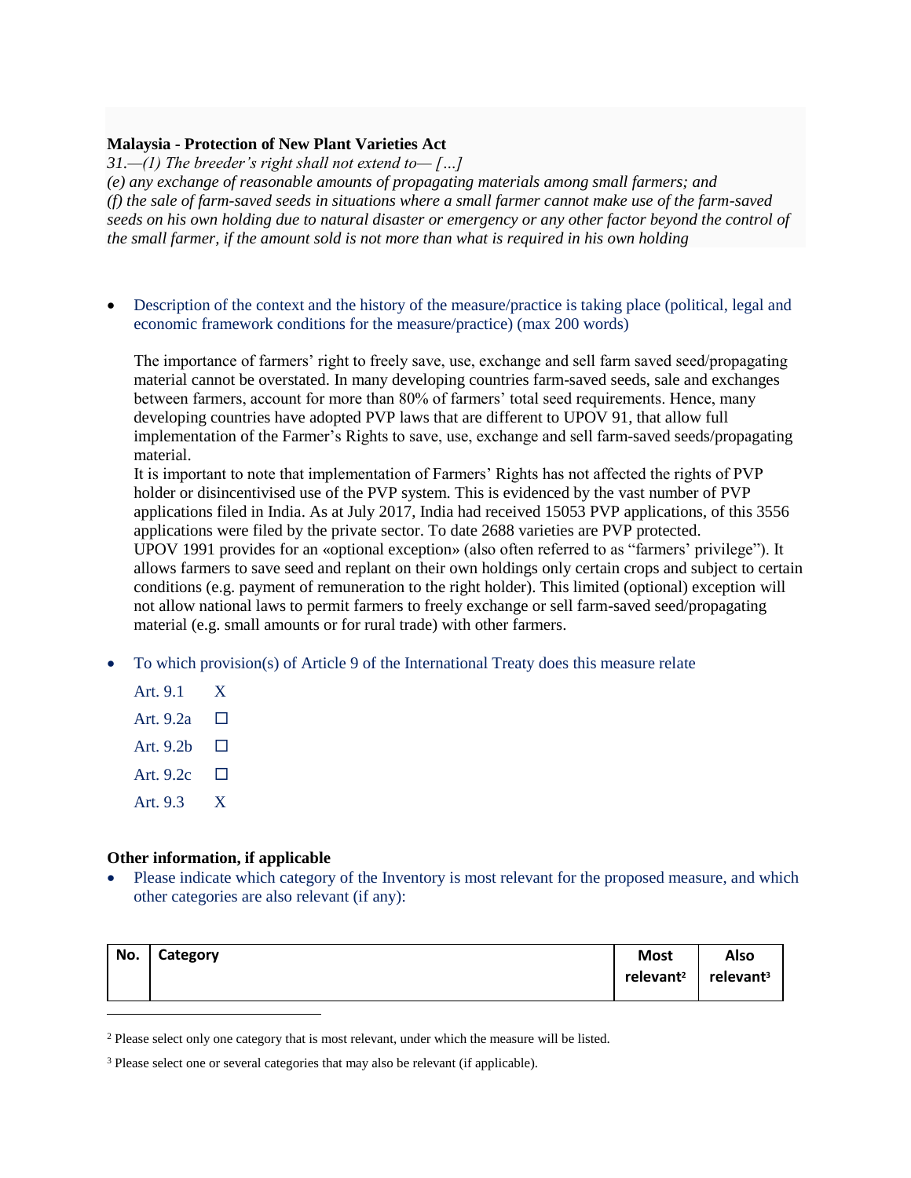**Malaysia - Protection of New Plant Varieties Act**

*31.—(1) The breeder's right shall not extend to— […]*

*(e) any exchange of reasonable amounts of propagating materials among small farmers; and*

*(f) the sale of farm-saved seeds in situations where a small farmer cannot make use of the farm-saved seeds on his own holding due to natural disaster or emergency or any other factor beyond the control of the small farmer, if the amount sold is not more than what is required in his own holding*

- Description of the context and the history of the measure/practice is taking place (political, legal and economic framework conditions for the measure/practice) (max 200 words)

  The importance of farmers' right to freely save, use, exchange and sell farm saved seed/propagating material cannot be overstated. In many developing countries farm-saved seeds, sale and exchanges between farmers, account for more than 80% of farmers' total seed requirements. Hence, many developing countries have adopted PVP laws that are different to UPOV 91, that allow full implementation of the Farmer's Rights to save, use, exchange and sell farm-saved seeds/propagating material.

  It is important to note that implementation of Farmers' Rights has not affected the rights of PVP holder or disincentivised use of the PVP system. This is evidenced by the vast number of PVP applications filed in India. As at July 2017, India had received 15053 PVP applications, of this 3556 applications were filed by the private sector. To date 2688 varieties are PVP protected.

  UPOV 1991 provides for an «optional exception» (also often referred to as "farmers' privilege"). It allows farmers to save seed and replant on their own holdings only certain crops and subject to certain conditions (e.g. payment of remuneration to the right holder). This limited (optional) exception will not allow national laws to permit farmers to freely exchange or sell farm-saved seed/propagating material (e.g. small amounts or for rural trade) with other farmers.

- To which provision(s) of Article 9 of the International Treaty does this measure relate

  Art. 9.1 X

  Art. 9.2a ☐

  Art. 9.2b ☐

  Art. 9.2c ☐

  Art. 9.3 X

**Other information, if applicable**

- Please indicate which category of the Inventory is most relevant for the proposed measure, and which other categories are also relevant (if any):

| No. | Category | Most relevant[2] | Also relevant[3] |
|---|---|---|---|

[2] Please select only one category that is most relevant, under which the measure will be listed.

[3] Please select one or several categories that may also be relevant (if applicable).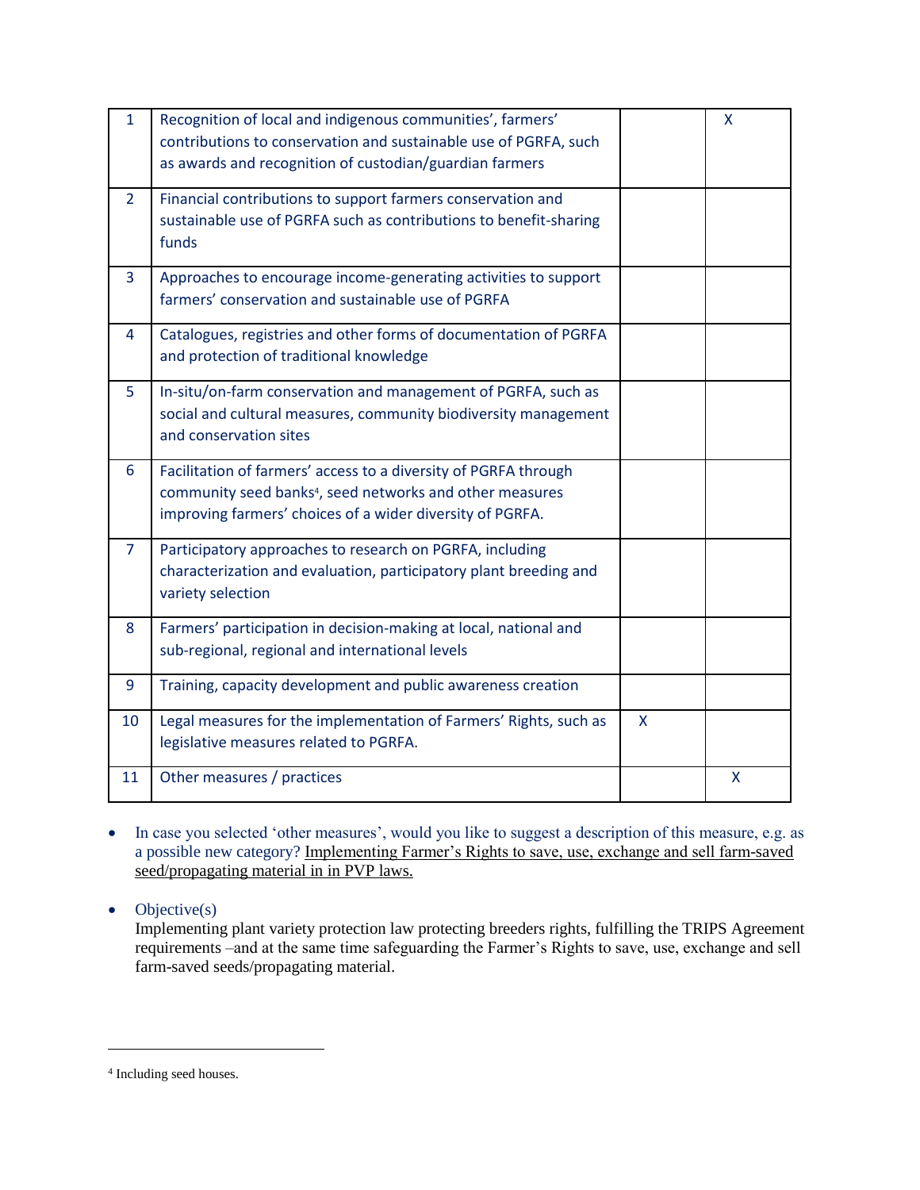| | | | |
|---|---|---|---|
| 1 | Recognition of local and indigenous communities', farmers' contributions to conservation and sustainable use of PGRFA, such as awards and recognition of custodian/guardian farmers | | X |
| 2 | Financial contributions to support farmers conservation and sustainable use of PGRFA such as contributions to benefit-sharing funds | | |
| 3 | Approaches to encourage income-generating activities to support farmers' conservation and sustainable use of PGRFA | | |
| 4 | Catalogues, registries and other forms of documentation of PGRFA and protection of traditional knowledge | | |
| 5 | In-situ/on-farm conservation and management of PGRFA, such as social and cultural measures, community biodiversity management and conservation sites | | |
| 6 | Facilitation of farmers' access to a diversity of PGRFA through community seed banks[4], seed networks and other measures improving farmers' choices of a wider diversity of PGRFA. | | |
| 7 | Participatory approaches to research on PGRFA, including characterization and evaluation, participatory plant breeding and variety selection | | |
| 8 | Farmers' participation in decision-making at local, national and sub-regional, regional and international levels | | |
| 9 | Training, capacity development and public awareness creation | | |
| 10 | Legal measures for the implementation of Farmers' Rights, such as legislative measures related to PGRFA. | X | |
| 11 | Other measures / practices | | X |

- In case you selected 'other measures', would you like to suggest a description of this measure, e.g. as a possible new category? Implementing Farmer's Rights to save, use, exchange and sell farm-saved seed/propagating material in in PVP laws.

- Objective(s)
  Implementing plant variety protection law protecting breeders rights, fulfilling the TRIPS Agreement requirements –and at the same time safeguarding the Farmer's Rights to save, use, exchange and sell farm-saved seeds/propagating material.

[4] Including seed houses.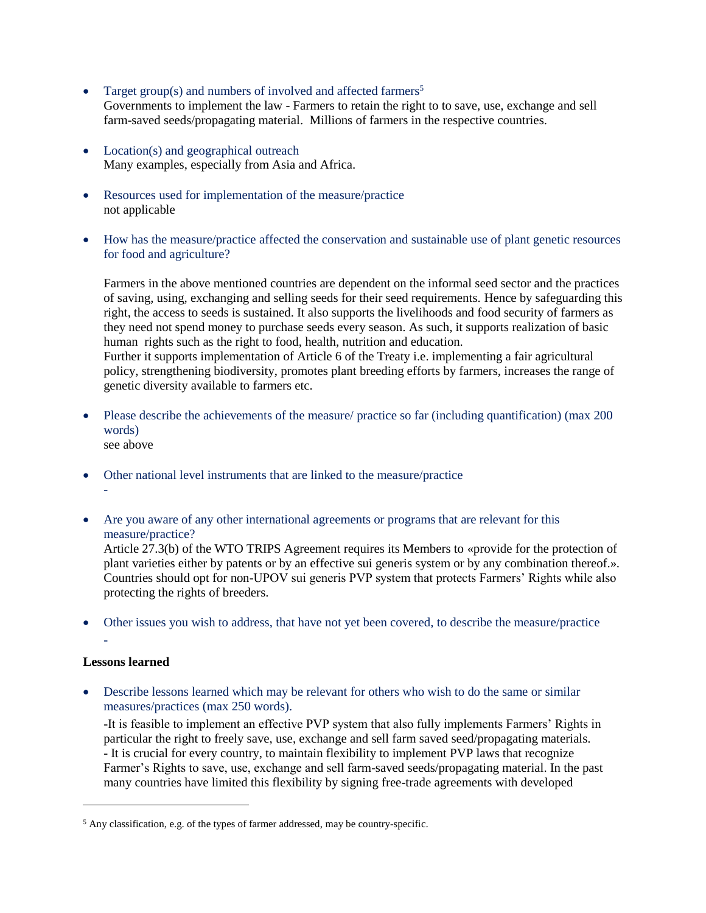- Target group(s) and numbers of involved and affected farmers[5]
  Governments to implement the law - Farmers to retain the right to to save, use, exchange and sell farm-saved seeds/propagating material. Millions of farmers in the respective countries.

- Location(s) and geographical outreach
  Many examples, especially from Asia and Africa.

- Resources used for implementation of the measure/practice
  not applicable

- How has the measure/practice affected the conservation and sustainable use of plant genetic resources for food and agriculture?

  Farmers in the above mentioned countries are dependent on the informal seed sector and the practices of saving, using, exchanging and selling seeds for their seed requirements. Hence by safeguarding this right, the access to seeds is sustained. It also supports the livelihoods and food security of farmers as they need not spend money to purchase seeds every season. As such, it supports realization of basic human rights such as the right to food, health, nutrition and education.
  Further it supports implementation of Article 6 of the Treaty i.e. implementing a fair agricultural policy, strengthening biodiversity, promotes plant breeding efforts by farmers, increases the range of genetic diversity available to farmers etc.

- Please describe the achievements of the measure/ practice so far (including quantification) (max 200 words)
  see above

- Other national level instruments that are linked to the measure/practice
  -

- Are you aware of any other international agreements or programs that are relevant for this measure/practice?
  Article 27.3(b) of the WTO TRIPS Agreement requires its Members to «provide for the protection of plant varieties either by patents or by an effective sui generis system or by any combination thereof.». Countries should opt for non-UPOV sui generis PVP system that protects Farmers' Rights while also protecting the rights of breeders.

- Other issues you wish to address, that have not yet been covered, to describe the measure/practice
  -

**Lessons learned**

- Describe lessons learned which may be relevant for others who wish to do the same or similar measures/practices (max 250 words).
  -It is feasible to implement an effective PVP system that also fully implements Farmers' Rights in particular the right to freely save, use, exchange and sell farm saved seed/propagating materials.
  - It is crucial for every country, to maintain flexibility to implement PVP laws that recognize Farmer's Rights to save, use, exchange and sell farm-saved seeds/propagating material. In the past many countries have limited this flexibility by signing free-trade agreements with developed

[5] Any classification, e.g. of the types of farmer addressed, may be country-specific.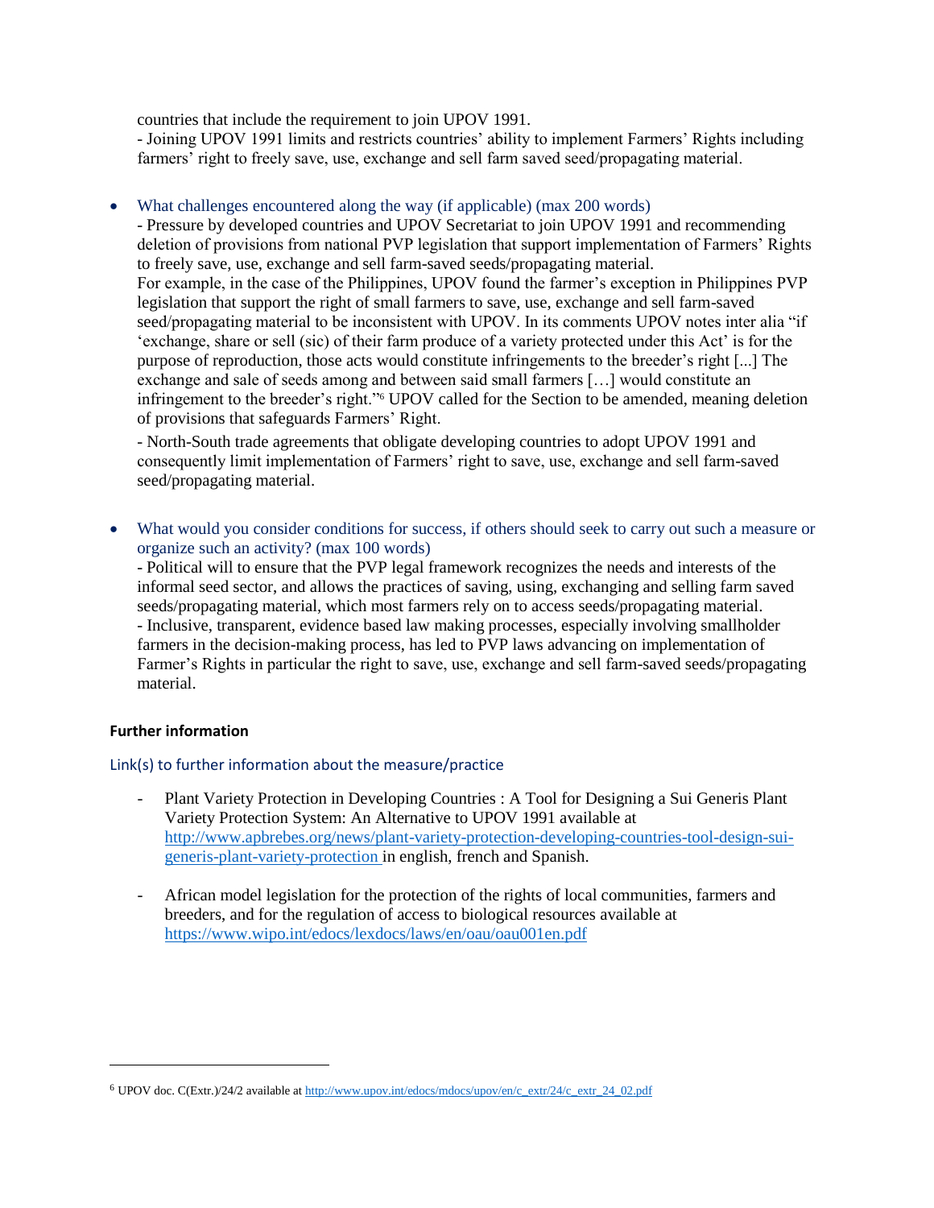countries that include the requirement to join UPOV 1991.
- Joining UPOV 1991 limits and restricts countries' ability to implement Farmers' Rights including farmers' right to freely save, use, exchange and sell farm saved seed/propagating material.

- What challenges encountered along the way (if applicable) (max 200 words)
  - Pressure by developed countries and UPOV Secretariat to join UPOV 1991 and recommending deletion of provisions from national PVP legislation that support implementation of Farmers' Rights to freely save, use, exchange and sell farm-saved seeds/propagating material.
  For example, in the case of the Philippines, UPOV found the farmer's exception in Philippines PVP legislation that support the right of small farmers to save, use, exchange and sell farm-saved seed/propagating material to be inconsistent with UPOV. In its comments UPOV notes inter alia "if 'exchange, share or sell (sic) of their farm produce of a variety protected under this Act' is for the purpose of reproduction, those acts would constitute infringements to the breeder's right [...] The exchange and sale of seeds among and between said small farmers […] would constitute an infringement to the breeder's right."[6] UPOV called for the Section to be amended, meaning deletion of provisions that safeguards Farmers' Right.

  - North-South trade agreements that obligate developing countries to adopt UPOV 1991 and consequently limit implementation of Farmers' right to save, use, exchange and sell farm-saved seed/propagating material.

- What would you consider conditions for success, if others should seek to carry out such a measure or organize such an activity? (max 100 words)
  - Political will to ensure that the PVP legal framework recognizes the needs and interests of the informal seed sector, and allows the practices of saving, using, exchanging and selling farm saved seeds/propagating material, which most farmers rely on to access seeds/propagating material.
  - Inclusive, transparent, evidence based law making processes, especially involving smallholder farmers in the decision-making process, has led to PVP laws advancing on implementation of Farmer's Rights in particular the right to save, use, exchange and sell farm-saved seeds/propagating material.

**Further information**

Link(s) to further information about the measure/practice

- Plant Variety Protection in Developing Countries : A Tool for Designing a Sui Generis Plant Variety Protection System: An Alternative to UPOV 1991 available at http://www.apbrebes.org/news/plant-variety-protection-developing-countries-tool-design-sui-generis-plant-variety-protection in english, french and Spanish.

- African model legislation for the protection of the rights of local communities, farmers and breeders, and for the regulation of access to biological resources available at https://www.wipo.int/edocs/lexdocs/laws/en/oau/oau001en.pdf

[6] UPOV doc. C(Extr.)/24/2 available at http://www.upov.int/edocs/mdocs/upov/en/c_extr/24/c_extr_24_02.pdf